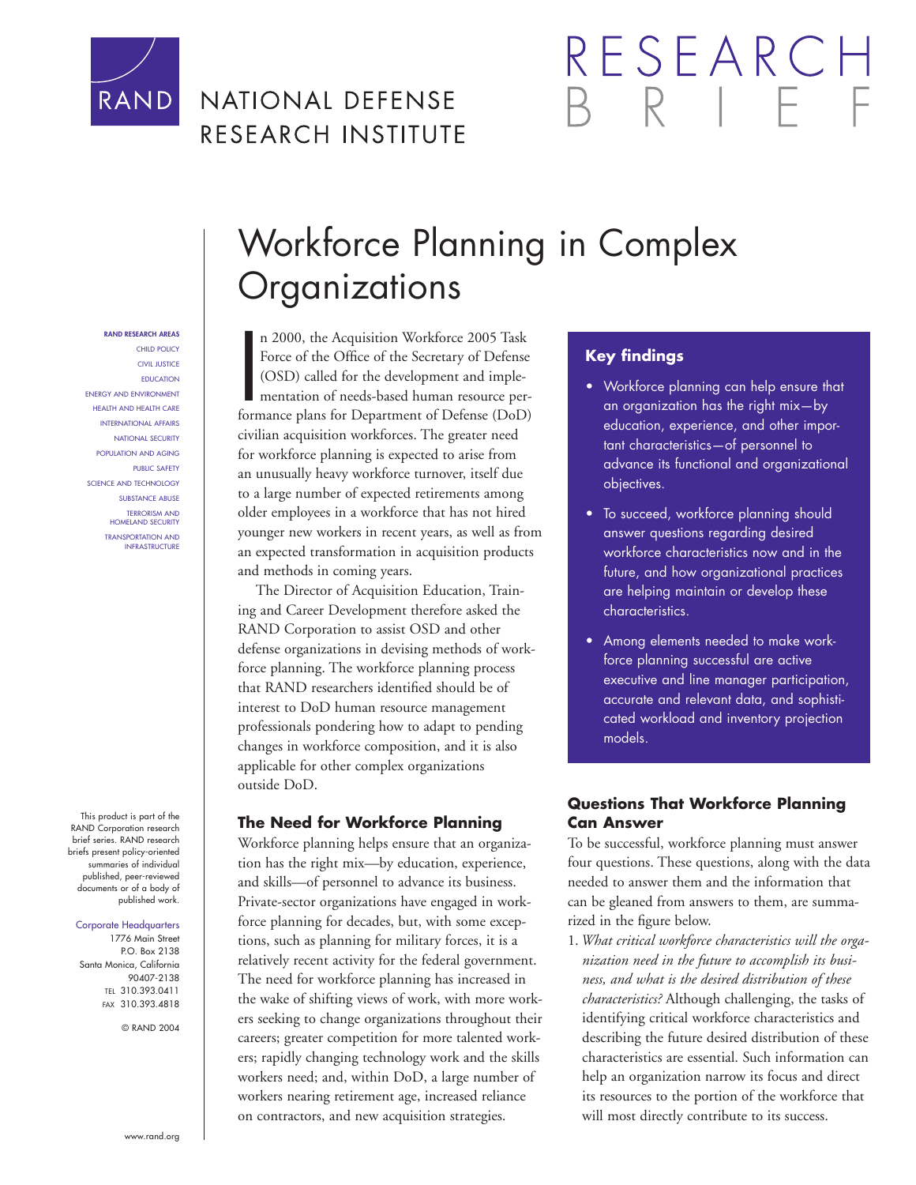RAND

NATIONAL DEFENSE RESEARCH INSTITUTE

RESEARCH BRIEF

# Workforce Planning in Complex Organizations

In 2000, the Acquisition Workforce 2005 Task Force of the Office of the Secretary of Defense (OSD) called for the development and implementation of needs-based human resource performance plans for Department of Defense (DoD) civilian acquisition workforces. The greater need for workforce planning is expected to arise from an unusually heavy workforce turnover, itself due to a large number of expected retirements among older employees in a workforce that has not hired younger new workers in recent years, as well as from an expected transformation in acquisition products and methods in coming years.

The Director of Acquisition Education, Training and Career Development therefore asked the RAND Corporation to assist OSD and other defense organizations in devising methods of workforce planning. The workforce planning process that RAND researchers identified should be of interest to DoD human resource management professionals pondering how to adapt to pending changes in workforce composition, and it is also applicable for other complex organizations outside DoD.

## Key findings

- Workforce planning can help ensure that an organization has the right mix—by education, experience, and other important characteristics—of personnel to advance its functional and organizational objectives.
- To succeed, workforce planning should answer questions regarding desired workforce characteristics now and in the future, and how organizational practices are helping maintain or develop these characteristics.
- Among elements needed to make workforce planning successful are active executive and line manager participation, accurate and relevant data, and sophisticated workload and inventory projection models.

## The Need for Workforce Planning

Workforce planning helps ensure that an organization has the right mix—by education, experience, and skills—of personnel to advance its business. Private-sector organizations have engaged in workforce planning for decades, but, with some exceptions, such as planning for military forces, it is a relatively recent activity for the federal government. The need for workforce planning has increased in the wake of shifting views of work, with more workers seeking to change organizations throughout their careers; greater competition for more talented workers; rapidly changing technology work and the skills workers need; and, within DoD, a large number of workers nearing retirement age, increased reliance on contractors, and new acquisition strategies.

## Questions That Workforce Planning Can Answer

To be successful, workforce planning must answer four questions. These questions, along with the data needed to answer them and the information that can be gleaned from answers to them, are summarized in the figure below.

1. *What critical workforce characteristics will the organization need in the future to accomplish its business, and what is the desired distribution of these characteristics?* Although challenging, the tasks of identifying critical workforce characteristics and describing the future desired distribution of these characteristics are essential. Such information can help an organization narrow its focus and direct its resources to the portion of the workforce that will most directly contribute to its success.

RAND RESEARCH AREAS
CHILD POLICY
CIVIL JUSTICE
EDUCATION
ENERGY AND ENVIRONMENT
HEALTH AND HEALTH CARE
INTERNATIONAL AFFAIRS
NATIONAL SECURITY
POPULATION AND AGING
PUBLIC SAFETY
SCIENCE AND TECHNOLOGY
SUBSTANCE ABUSE
TERRORISM AND HOMELAND SECURITY
TRANSPORTATION AND INFRASTRUCTURE

This product is part of the RAND Corporation research brief series. RAND research briefs present policy-oriented summaries of individual published, peer-reviewed documents or of a body of published work.

Corporate Headquarters
1776 Main Street
P.O. Box 2138
Santa Monica, California 90407-2138
TEL 310.393.0411
FAX 310.393.4818

© RAND 2004

www.rand.org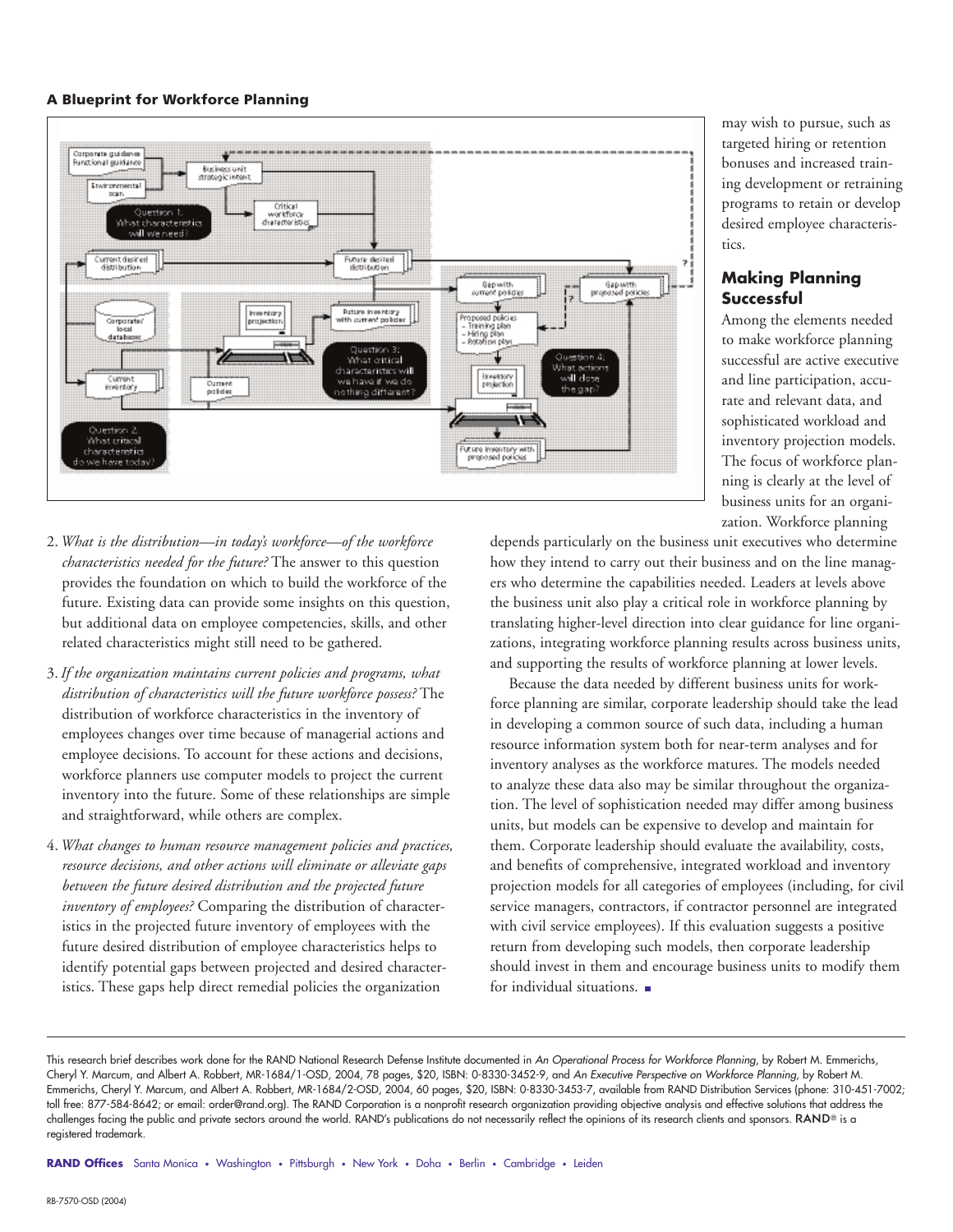**A Blueprint for Workforce Planning**

2. *What is the distribution—in today's workforce—of the workforce characteristics needed for the future?* The answer to this question provides the foundation on which to build the workforce of the future. Existing data can provide some insights on this question, but additional data on employee competencies, skills, and other related characteristics might still need to be gathered.

3. *If the organization maintains current policies and programs, what distribution of characteristics will the future workforce possess?* The distribution of workforce characteristics in the inventory of employees changes over time because of managerial actions and employee decisions. To account for these actions and decisions, workforce planners use computer models to project the current inventory into the future. Some of these relationships are simple and straightforward, while others are complex.

4. *What changes to human resource management policies and practices, resource decisions, and other actions will eliminate or alleviate gaps between the future desired distribution and the projected future inventory of employees?* Comparing the distribution of characteristics in the projected future inventory of employees with the future desired distribution of employee characteristics helps to identify potential gaps between projected and desired characteristics. These gaps help direct remedial policies the organization may wish to pursue, such as targeted hiring or retention bonuses and increased training development or retraining programs to retain or develop desired employee characteristics.

## Making Planning Successful

Among the elements needed to make workforce planning successful are active executive and line participation, accurate and relevant data, and sophisticated workload and inventory projection models. The focus of workforce planning is clearly at the level of business units for an organization. Workforce planning depends particularly on the business unit executives who determine how they intend to carry out their business and on the line managers who determine the capabilities needed. Leaders at levels above the business unit also play a critical role in workforce planning by translating higher-level direction into clear guidance for line organizations, integrating workforce planning results across business units, and supporting the results of workforce planning at lower levels.

Because the data needed by different business units for workforce planning are similar, corporate leadership should take the lead in developing a common source of such data, including a human resource information system both for near-term analyses and for inventory analyses as the workforce matures. The models needed to analyze these data also may be similar throughout the organization. The level of sophistication needed may differ among business units, but models can be expensive to develop and maintain for them. Corporate leadership should evaluate the availability, costs, and benefits of comprehensive, integrated workload and inventory projection models for all categories of employees (including, for civil service managers, contractors, if contractor personnel are integrated with civil service employees). If this evaluation suggests a positive return from developing such models, then corporate leadership should invest in them and encourage business units to modify them for individual situations. ■

This research brief describes work done for the RAND National Research Defense Institute documented in *An Operational Process for Workforce Planning*, by Robert M. Emmerichs, Cheryl Y. Marcum, and Albert A. Robbert, MR-1684/1-OSD, 2004, 78 pages, $20, ISBN: 0-8330-3452-9, and *An Executive Perspective on Workforce Planning*, by Robert M. Emmerichs, Cheryl Y. Marcum, and Albert A. Robbert, MR-1684/2-OSD, 2004, 60 pages, $20, ISBN: 0-8330-3453-7, available from RAND Distribution Services (phone: 310-451-7002; toll free: 877-584-8642; or email: order@rand.org). The RAND Corporation is a nonprofit research organization providing objective analysis and effective solutions that address the challenges facing the public and private sectors around the world. RAND's publications do not necessarily reflect the opinions of its research clients and sponsors. RAND® is a registered trademark.

**RAND Offices** Santa Monica • Washington • Pittsburgh • New York • Doha • Berlin • Cambridge • Leiden

RB-7570-OSD (2004)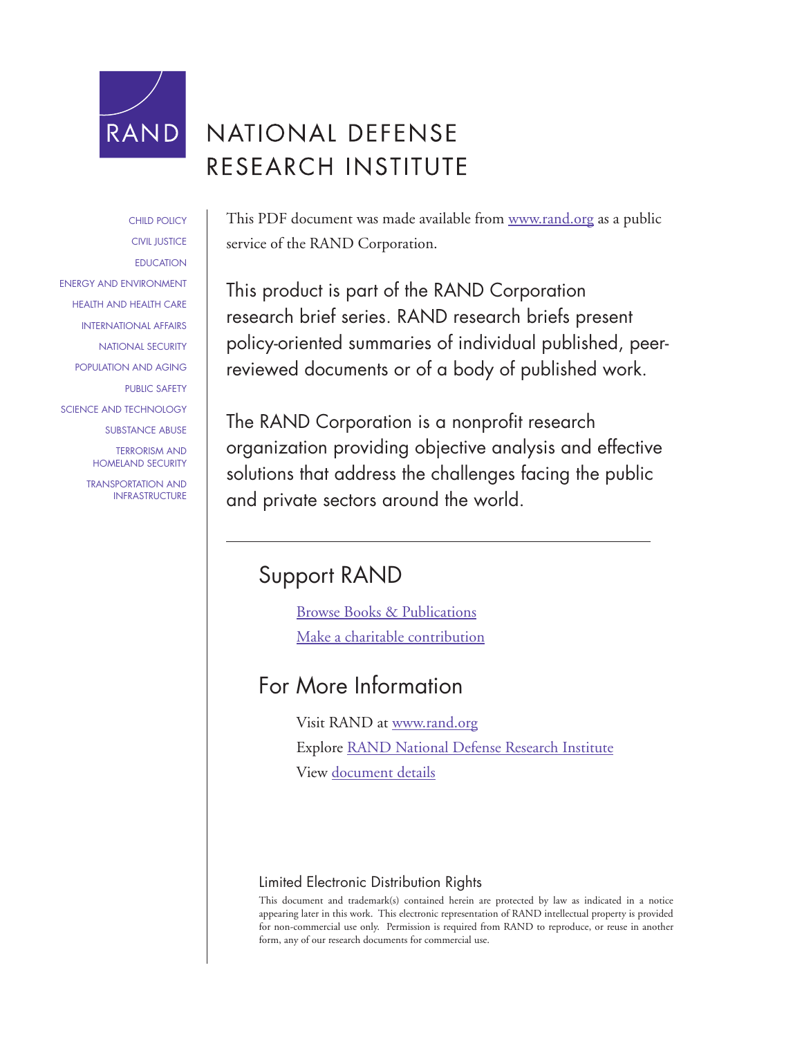RAND

# NATIONAL DEFENSE RESEARCH INSTITUTE

- CHILD POLICY
- CIVIL JUSTICE
- EDUCATION
- ENERGY AND ENVIRONMENT
- HEALTH AND HEALTH CARE
- INTERNATIONAL AFFAIRS
- NATIONAL SECURITY
- POPULATION AND AGING
- PUBLIC SAFETY
- SCIENCE AND TECHNOLOGY
- SUBSTANCE ABUSE
- TERRORISM AND HOMELAND SECURITY
- TRANSPORTATION AND INFRASTRUCTURE

This PDF document was made available from www.rand.org as a public service of the RAND Corporation.

This product is part of the RAND Corporation research brief series. RAND research briefs present policy-oriented summaries of individual published, peer-reviewed documents or of a body of published work.

The RAND Corporation is a nonprofit research organization providing objective analysis and effective solutions that address the challenges facing the public and private sectors around the world.

## Support RAND

Browse Books & Publications

Make a charitable contribution

## For More Information

Visit RAND at www.rand.org

Explore RAND National Defense Research Institute

View document details

### Limited Electronic Distribution Rights

This document and trademark(s) contained herein are protected by law as indicated in a notice appearing later in this work. This electronic representation of RAND intellectual property is provided for non-commercial use only. Permission is required from RAND to reproduce, or reuse in another form, any of our research documents for commercial use.